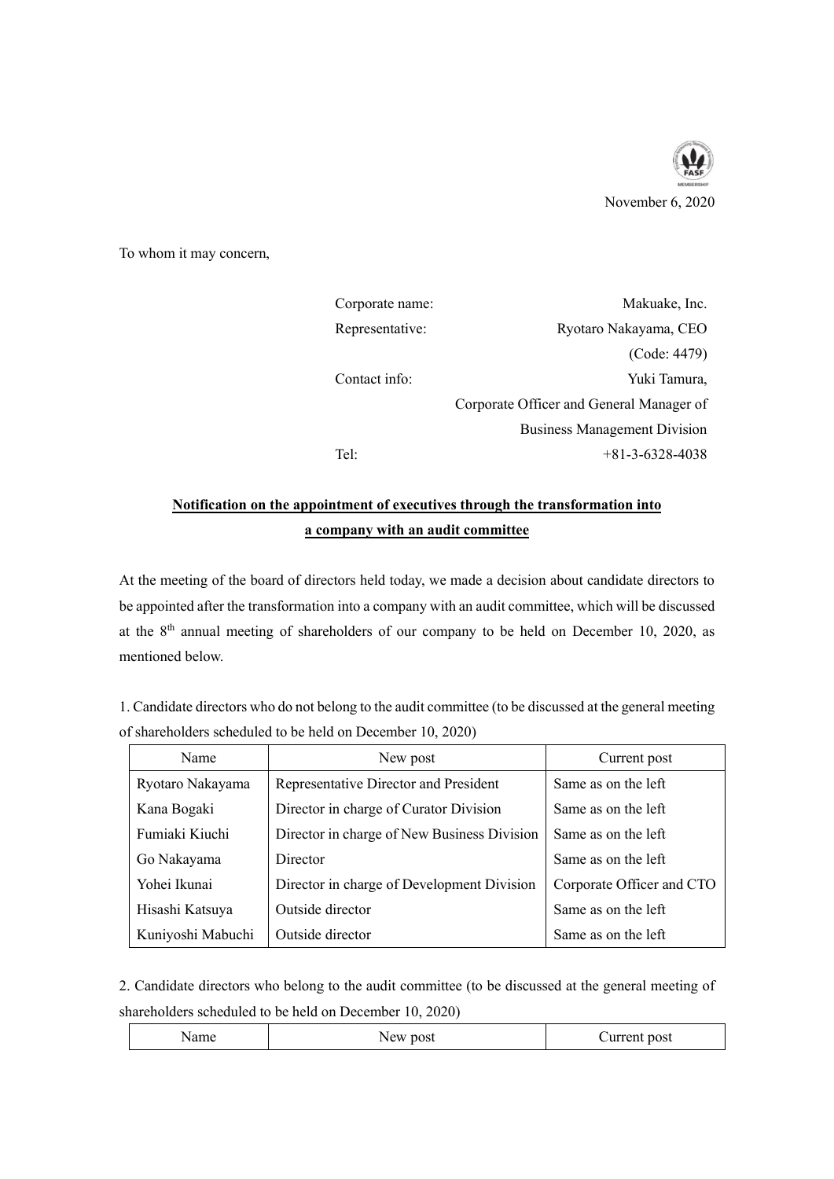November 6, 2020

To whom it may concern,

Corporate name: Makuake, Inc.
Representative: Ryotaro Nakayama, CEO
(Code: 4479)
Contact info: Yuki Tamura,
Corporate Officer and General Manager of
Business Management Division
Tel: +81-3-6328-4038

**Notification on the appointment of executives through the transformation into a company with an audit committee**

At the meeting of the board of directors held today, we made a decision about candidate directors to be appointed after the transformation into a company with an audit committee, which will be discussed at the 8th annual meeting of shareholders of our company to be held on December 10, 2020, as mentioned below.

1. Candidate directors who do not belong to the audit committee (to be discussed at the general meeting of shareholders scheduled to be held on December 10, 2020)

| Name | New post | Current post |
|---|---|---|
| Ryotaro Nakayama | Representative Director and President | Same as on the left |
| Kana Bogaki | Director in charge of Curator Division | Same as on the left |
| Fumiaki Kiuchi | Director in charge of New Business Division | Same as on the left |
| Go Nakayama | Director | Same as on the left |
| Yohei Ikunai | Director in charge of Development Division | Corporate Officer and CTO |
| Hisashi Katsuya | Outside director | Same as on the left |
| Kuniyoshi Mabuchi | Outside director | Same as on the left |

2. Candidate directors who belong to the audit committee (to be discussed at the general meeting of shareholders scheduled to be held on December 10, 2020)

| Name | New post | Current post |
|---|---|---|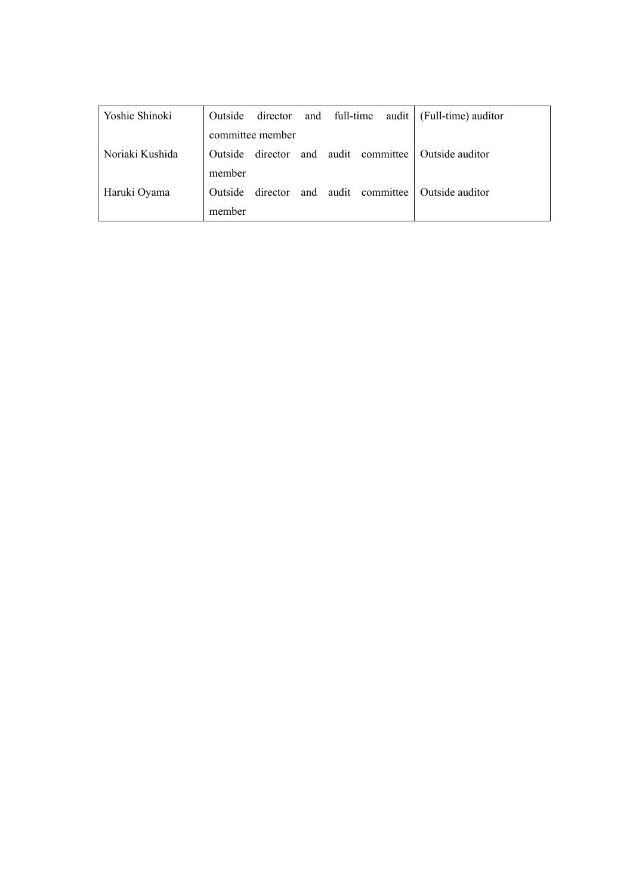| | | |
|---|---|---|
| Yoshie Shinoki | Outside director and full-time audit committee member | (Full-time) auditor |
| Noriaki Kushida | Outside director and audit committee member | Outside auditor |
| Haruki Oyama | Outside director and audit committee member | Outside auditor |